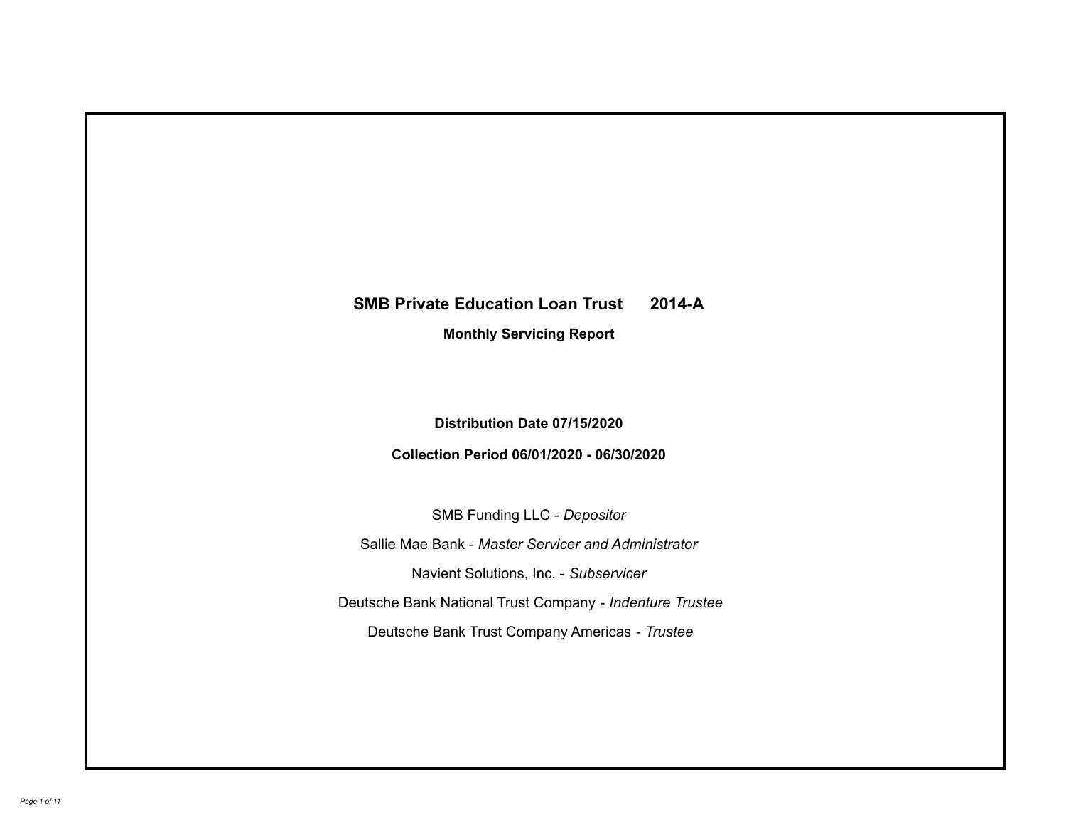# SMB Private Education Loan Trust 2014-A

**Monthly Servicing Report**

**Distribution Date 07/15/2020**

**Collection Period 06/01/2020 - 06/30/2020**

SMB Funding LLC - *Depositor*

Sallie Mae Bank - *Master Servicer and Administrator*

Navient Solutions, Inc. - *Subservicer*

Deutsche Bank National Trust Company - *Indenture Trustee*

Deutsche Bank Trust Company Americas - *Trustee*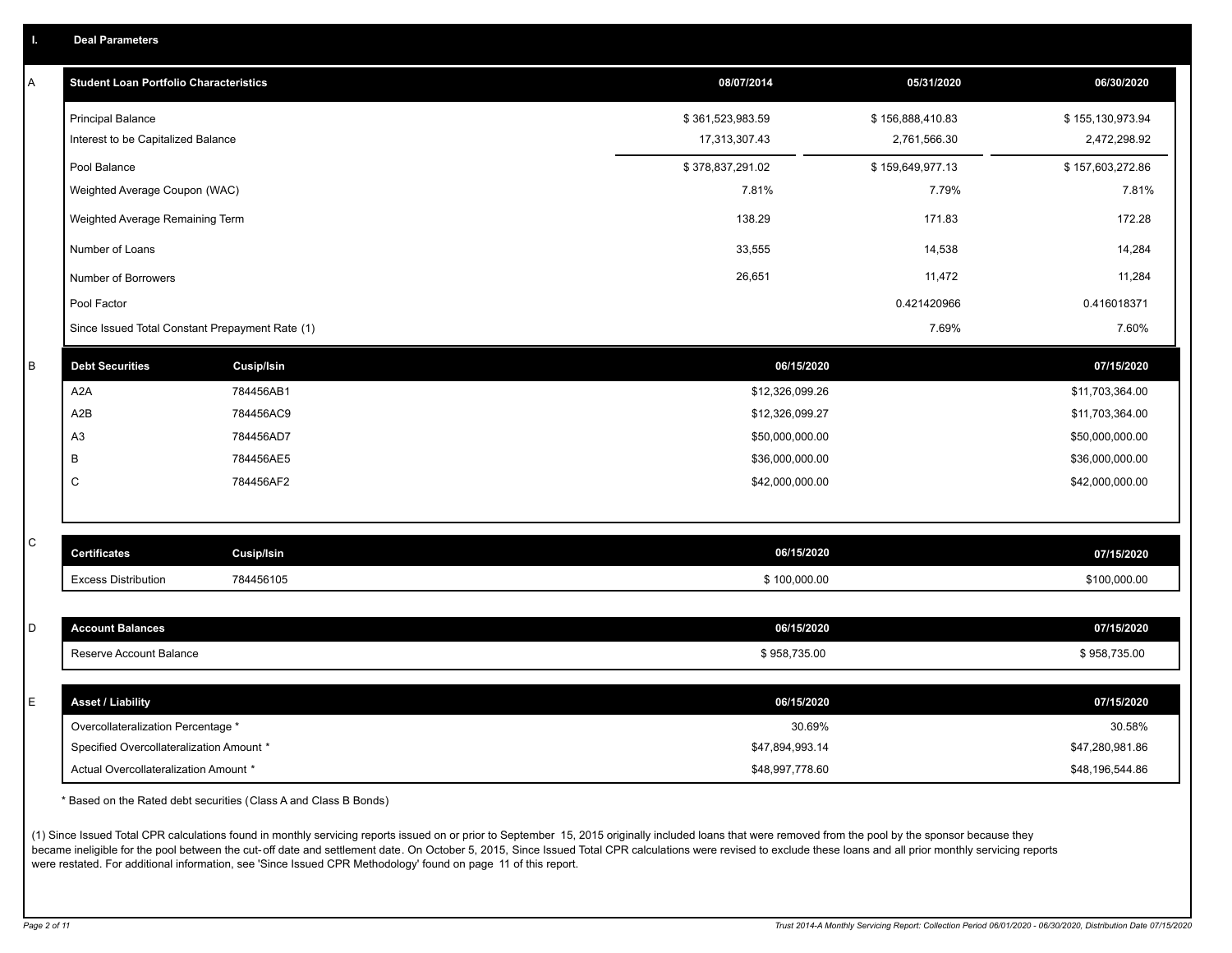## I. Deal Parameters

### A

| Student Loan Portfolio Characteristics | 08/07/2014 | 05/31/2020 | 06/30/2020 |
|---|---|---|---|
| Principal Balance | $ 361,523,983.59 | $ 156,888,410.83 | $ 155,130,973.94 |
| Interest to be Capitalized Balance | 17,313,307.43 | 2,761,566.30 | 2,472,298.92 |
| Pool Balance | $ 378,837,291.02 | $ 159,649,977.13 | $ 157,603,272.86 |
| Weighted Average Coupon (WAC) | 7.81% | 7.79% | 7.81% |
| Weighted Average Remaining Term | 138.29 | 171.83 | 172.28 |
| Number of Loans | 33,555 | 14,538 | 14,284 |
| Number of Borrowers | 26,651 | 11,472 | 11,284 |
| Pool Factor | | 0.421420966 | 0.416018371 |
| Since Issued Total Constant Prepayment Rate (1) | | 7.69% | 7.60% |

### B

| Debt Securities | Cusip/Isin | 06/15/2020 | 07/15/2020 |
|---|---|---|---|
| A2A | 784456AB1 | $12,326,099.26 | $11,703,364.00 |
| A2B | 784456AC9 | $12,326,099.27 | $11,703,364.00 |
| A3 | 784456AD7 | $50,000,000.00 | $50,000,000.00 |
| B | 784456AE5 | $36,000,000.00 | $36,000,000.00 |
| C | 784456AF2 | $42,000,000.00 | $42,000,000.00 |

### C

| Certificates | Cusip/Isin | 06/15/2020 | 07/15/2020 |
|---|---|---|---|
| Excess Distribution | 784456105 | $ 100,000.00 | $100,000.00 |

### D

| Account Balances | 06/15/2020 | 07/15/2020 |
|---|---|---|
| Reserve Account Balance | $ 958,735.00 | $ 958,735.00 |

### E

| Asset / Liability | 06/15/2020 | 07/15/2020 |
|---|---|---|
| Overcollateralization Percentage * | 30.69% | 30.58% |
| Specified Overcollateralization Amount * | $47,894,993.14 | $47,280,981.86 |
| Actual Overcollateralization Amount * | $48,997,778.60 | $48,196,544.86 |

* Based on the Rated debt securities (Class A and Class B Bonds)

(1) Since Issued Total CPR calculations found in monthly servicing reports issued on or prior to September 15, 2015 originally included loans that were removed from the pool by the sponsor because they became ineligible for the pool between the cut-off date and settlement date. On October 5, 2015, Since Issued Total CPR calculations were revised to exclude these loans and all prior monthly servicing reports were restated. For additional information, see 'Since Issued CPR Methodology' found on page 11 of this report.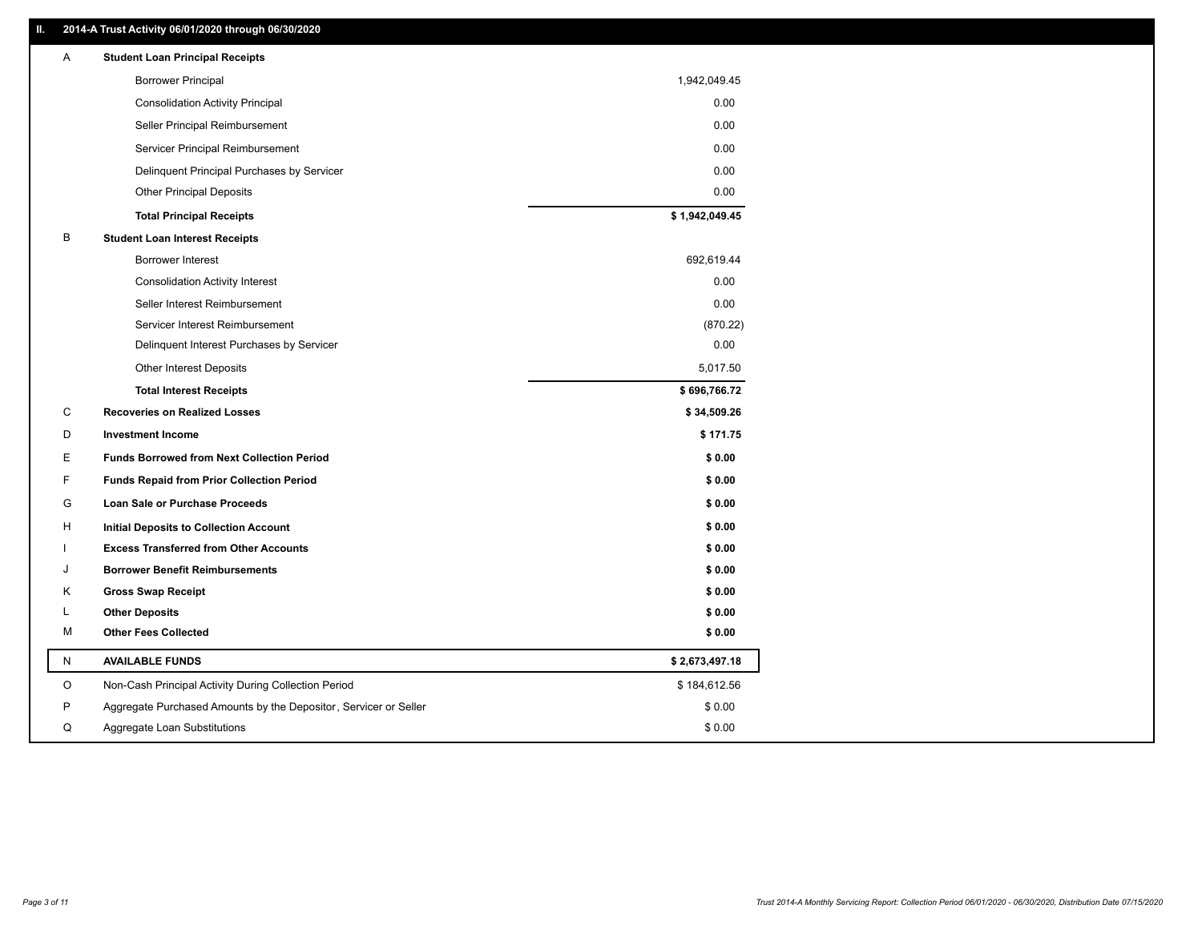## II. 2014-A Trust Activity 06/01/2020 through 06/30/2020

| | | |
|---|---|---|
| A | **Student Loan Principal Receipts** | |
| | Borrower Principal | 1,942,049.45 |
| | Consolidation Activity Principal | 0.00 |
| | Seller Principal Reimbursement | 0.00 |
| | Servicer Principal Reimbursement | 0.00 |
| | Delinquent Principal Purchases by Servicer | 0.00 |
| | Other Principal Deposits | 0.00 |
| | **Total Principal Receipts** | **$ 1,942,049.45** |
| B | **Student Loan Interest Receipts** | |
| | Borrower Interest | 692,619.44 |
| | Consolidation Activity Interest | 0.00 |
| | Seller Interest Reimbursement | 0.00 |
| | Servicer Interest Reimbursement | (870.22) |
| | Delinquent Interest Purchases by Servicer | 0.00 |
| | Other Interest Deposits | 5,017.50 |
| | **Total Interest Receipts** | **$ 696,766.72** |
| C | **Recoveries on Realized Losses** | **$ 34,509.26** |
| D | **Investment Income** | **$ 171.75** |
| E | **Funds Borrowed from Next Collection Period** | **$ 0.00** |
| F | **Funds Repaid from Prior Collection Period** | **$ 0.00** |
| G | **Loan Sale or Purchase Proceeds** | **$ 0.00** |
| H | **Initial Deposits to Collection Account** | **$ 0.00** |
| I | **Excess Transferred from Other Accounts** | **$ 0.00** |
| J | **Borrower Benefit Reimbursements** | **$ 0.00** |
| K | **Gross Swap Receipt** | **$ 0.00** |
| L | **Other Deposits** | **$ 0.00** |
| M | **Other Fees Collected** | **$ 0.00** |
| N | **AVAILABLE FUNDS** | **$ 2,673,497.18** |
| O | Non-Cash Principal Activity During Collection Period | $ 184,612.56 |
| P | Aggregate Purchased Amounts by the Depositor, Servicer or Seller | $ 0.00 |
| Q | Aggregate Loan Substitutions | $ 0.00 |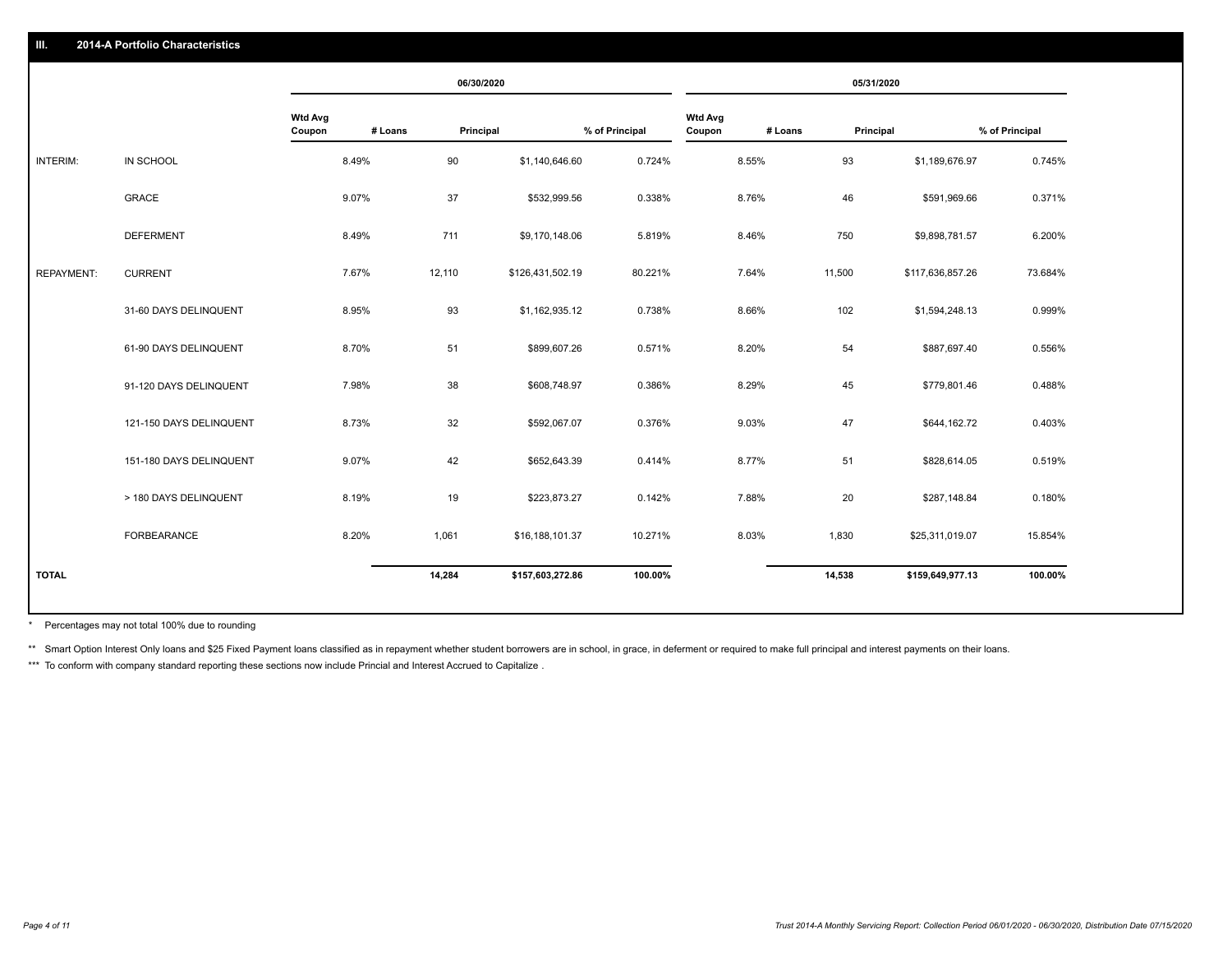## III. 2014-A Portfolio Characteristics

| | | 06/30/2020 | | | | 05/31/2020 | | | |
|---|---|---|---|---|---|---|---|---|---|
| | | Wtd Avg Coupon | # Loans | Principal | % of Principal | Wtd Avg Coupon | # Loans | Principal | % of Principal |
| INTERIM: | IN SCHOOL | 8.49% | 90 | $1,140,646.60 | 0.724% | 8.55% | 93 | $1,189,676.97 | 0.745% |
| | GRACE | 9.07% | 37 | $532,999.56 | 0.338% | 8.76% | 46 | $591,969.66 | 0.371% |
| | DEFERMENT | 8.49% | 711 | $9,170,148.06 | 5.819% | 8.46% | 750 | $9,898,781.57 | 6.200% |
| REPAYMENT: | CURRENT | 7.67% | 12,110 | $126,431,502.19 | 80.221% | 7.64% | 11,500 | $117,636,857.26 | 73.684% |
| | 31-60 DAYS DELINQUENT | 8.95% | 93 | $1,162,935.12 | 0.738% | 8.66% | 102 | $1,594,248.13 | 0.999% |
| | 61-90 DAYS DELINQUENT | 8.70% | 51 | $899,607.26 | 0.571% | 8.20% | 54 | $887,697.40 | 0.556% |
| | 91-120 DAYS DELINQUENT | 7.98% | 38 | $608,748.97 | 0.386% | 8.29% | 45 | $779,801.46 | 0.488% |
| | 121-150 DAYS DELINQUENT | 8.73% | 32 | $592,067.07 | 0.376% | 9.03% | 47 | $644,162.72 | 0.403% |
| | 151-180 DAYS DELINQUENT | 9.07% | 42 | $652,643.39 | 0.414% | 8.77% | 51 | $828,614.05 | 0.519% |
| | > 180 DAYS DELINQUENT | 8.19% | 19 | $223,873.27 | 0.142% | 7.88% | 20 | $287,148.84 | 0.180% |
| | FORBEARANCE | 8.20% | 1,061 | $16,188,101.37 | 10.271% | 8.03% | 1,830 | $25,311,019.07 | 15.854% |
| TOTAL | | | 14,284 | $157,603,272.86 | 100.00% | | 14,538 | $159,649,977.13 | 100.00% |

\* Percentages may not total 100% due to rounding

\*\* Smart Option Interest Only loans and $25 Fixed Payment loans classified as in repayment whether student borrowers are in school, in grace, in deferment or required to make full principal and interest payments on their loans.

\*\*\* To conform with company standard reporting these sections now include Princial and Interest Accrued to Capitalize .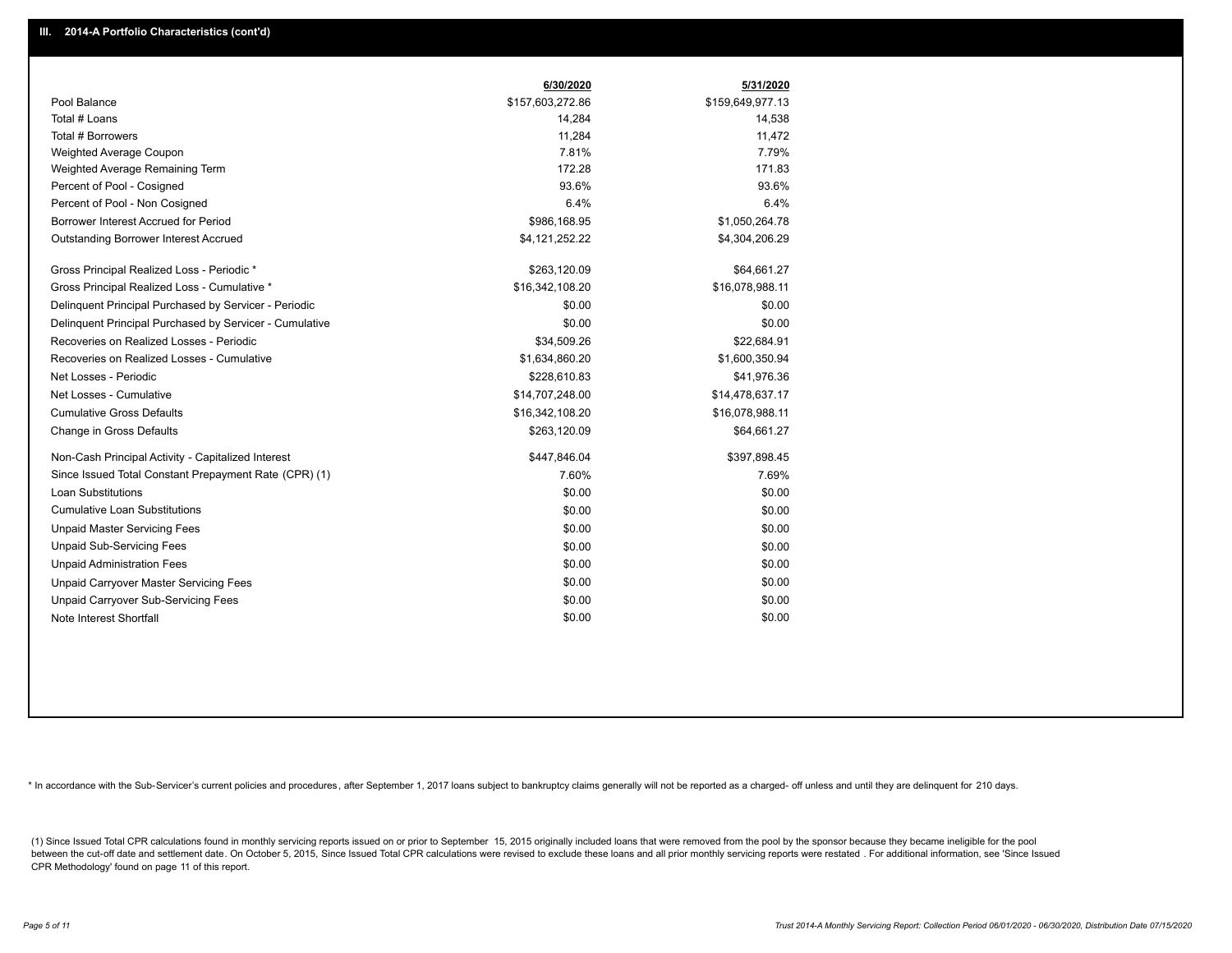## III. 2014-A Portfolio Characteristics (cont'd)

| | 6/30/2020 | 5/31/2020 |
|---|---|---|
| Pool Balance | $157,603,272.86 | $159,649,977.13 |
| Total # Loans | 14,284 | 14,538 |
| Total # Borrowers | 11,284 | 11,472 |
| Weighted Average Coupon | 7.81% | 7.79% |
| Weighted Average Remaining Term | 172.28 | 171.83 |
| Percent of Pool - Cosigned | 93.6% | 93.6% |
| Percent of Pool - Non Cosigned | 6.4% | 6.4% |
| Borrower Interest Accrued for Period | $986,168.95 | $1,050,264.78 |
| Outstanding Borrower Interest Accrued | $4,121,252.22 | $4,304,206.29 |
| Gross Principal Realized Loss - Periodic * | $263,120.09 | $64,661.27 |
| Gross Principal Realized Loss - Cumulative * | $16,342,108.20 | $16,078,988.11 |
| Delinquent Principal Purchased by Servicer - Periodic | $0.00 | $0.00 |
| Delinquent Principal Purchased by Servicer - Cumulative | $0.00 | $0.00 |
| Recoveries on Realized Losses - Periodic | $34,509.26 | $22,684.91 |
| Recoveries on Realized Losses - Cumulative | $1,634,860.20 | $1,600,350.94 |
| Net Losses - Periodic | $228,610.83 | $41,976.36 |
| Net Losses - Cumulative | $14,707,248.00 | $14,478,637.17 |
| Cumulative Gross Defaults | $16,342,108.20 | $16,078,988.11 |
| Change in Gross Defaults | $263,120.09 | $64,661.27 |
| Non-Cash Principal Activity - Capitalized Interest | $447,846.04 | $397,898.45 |
| Since Issued Total Constant Prepayment Rate (CPR) (1) | 7.60% | 7.69% |
| Loan Substitutions | $0.00 | $0.00 |
| Cumulative Loan Substitutions | $0.00 | $0.00 |
| Unpaid Master Servicing Fees | $0.00 | $0.00 |
| Unpaid Sub-Servicing Fees | $0.00 | $0.00 |
| Unpaid Administration Fees | $0.00 | $0.00 |
| Unpaid Carryover Master Servicing Fees | $0.00 | $0.00 |
| Unpaid Carryover Sub-Servicing Fees | $0.00 | $0.00 |
| Note Interest Shortfall | $0.00 | $0.00 |

* In accordance with the Sub-Servicer's current policies and procedures, after September 1, 2017 loans subject to bankruptcy claims generally will not be reported as a charged- off unless and until they are delinquent for 210 days.

(1) Since Issued Total CPR calculations found in monthly servicing reports issued on or prior to September 15, 2015 originally included loans that were removed from the pool by the sponsor because they became ineligible for the pool between the cut-off date and settlement date. On October 5, 2015, Since Issued Total CPR calculations were revised to exclude these loans and all prior monthly servicing reports were restated . For additional information, see 'Since Issued CPR Methodology' found on page 11 of this report.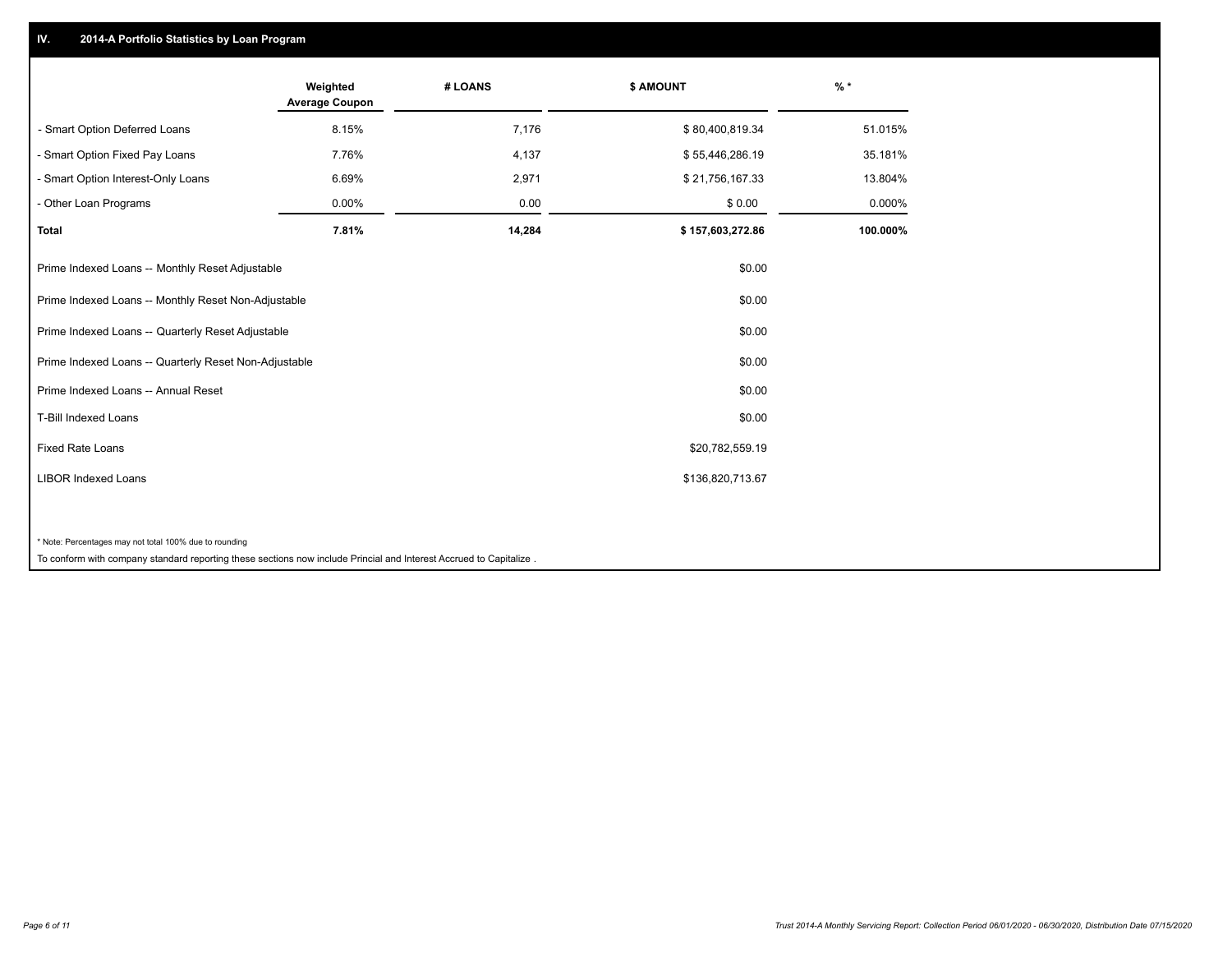## IV. 2014-A Portfolio Statistics by Loan Program

| | Weighted Average Coupon | # LOANS | $ AMOUNT | % * |
|---|---|---|---|---|
| - Smart Option Deferred Loans | 8.15% | 7,176 | $ 80,400,819.34 | 51.015% |
| - Smart Option Fixed Pay Loans | 7.76% | 4,137 | $ 55,446,286.19 | 35.181% |
| - Smart Option Interest-Only Loans | 6.69% | 2,971 | $ 21,756,167.33 | 13.804% |
| - Other Loan Programs | 0.00% | 0.00 | $ 0.00 | 0.000% |
| **Total** | **7.81%** | **14,284** | **$ 157,603,272.86** | **100.000%** |

| | |
|---|---|
| Prime Indexed Loans -- Monthly Reset Adjustable | $0.00 |
| Prime Indexed Loans -- Monthly Reset Non-Adjustable | $0.00 |
| Prime Indexed Loans -- Quarterly Reset Adjustable | $0.00 |
| Prime Indexed Loans -- Quarterly Reset Non-Adjustable | $0.00 |
| Prime Indexed Loans -- Annual Reset | $0.00 |
| T-Bill Indexed Loans | $0.00 |
| Fixed Rate Loans | $20,782,559.19 |
| LIBOR Indexed Loans | $136,820,713.67 |

* Note: Percentages may not total 100% due to rounding

To conform with company standard reporting these sections now include Princial and Interest Accrued to Capitalize .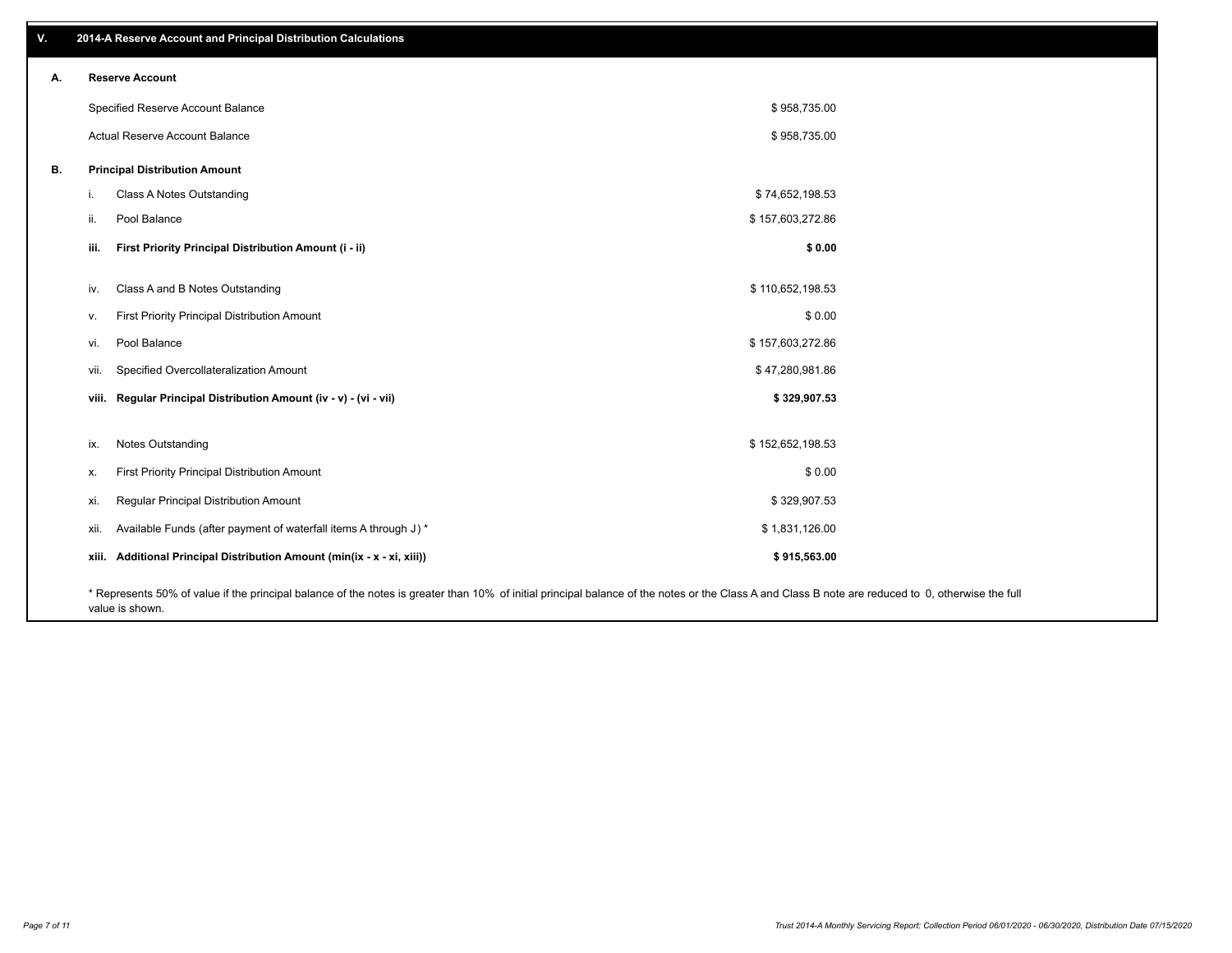## V. 2014-A Reserve Account and Principal Distribution Calculations

### A. Reserve Account

| | |
|---|---|
| Specified Reserve Account Balance | $ 958,735.00 |
| Actual Reserve Account Balance | $ 958,735.00 |

### B. Principal Distribution Amount

| | | |
|---|---|---|
| i. | Class A Notes Outstanding | $ 74,652,198.53 |
| ii. | Pool Balance | $ 157,603,272.86 |
| **iii.** | **First Priority Principal Distribution Amount (i - ii)** | **$ 0.00** |
| iv. | Class A and B Notes Outstanding | $ 110,652,198.53 |
| v. | First Priority Principal Distribution Amount | $ 0.00 |
| vi. | Pool Balance | $ 157,603,272.86 |
| vii. | Specified Overcollateralization Amount | $ 47,280,981.86 |
| **viii.** | **Regular Principal Distribution Amount (iv - v) - (vi - vii)** | **$ 329,907.53** |
| ix. | Notes Outstanding | $ 152,652,198.53 |
| x. | First Priority Principal Distribution Amount | $ 0.00 |
| xi. | Regular Principal Distribution Amount | $ 329,907.53 |
| xii. | Available Funds (after payment of waterfall items A through J) * | $ 1,831,126.00 |
| **xiii.** | **Additional Principal Distribution Amount (min(ix - x - xi, xiii))** | **$ 915,563.00** |

* Represents 50% of value if the principal balance of the notes is greater than 10% of initial principal balance of the notes or the Class A and Class B note are reduced to 0, otherwise the full value is shown.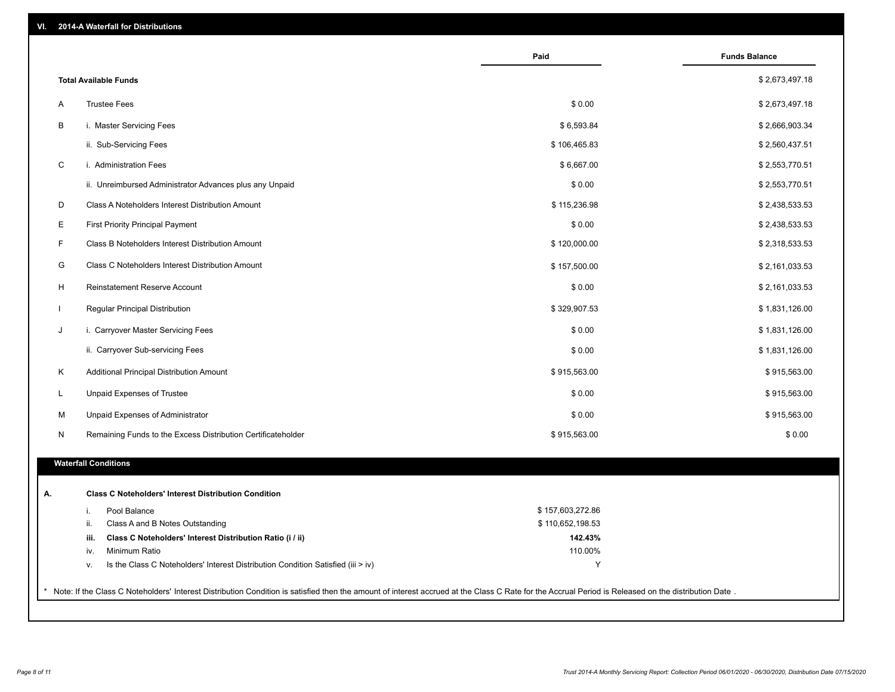## VI. 2014-A Waterfall for Distributions

| | | Paid | Funds Balance |
|---|---|---|---|
| **Total Available Funds** | | | $ 2,673,497.18 |
| A | Trustee Fees | $ 0.00 | $ 2,673,497.18 |
| B | i. Master Servicing Fees | $ 6,593.84 | $ 2,666,903.34 |
| | ii. Sub-Servicing Fees | $ 106,465.83 | $ 2,560,437.51 |
| C | i. Administration Fees | $ 6,667.00 | $ 2,553,770.51 |
| | ii. Unreimbursed Administrator Advances plus any Unpaid | $ 0.00 | $ 2,553,770.51 |
| D | Class A Noteholders Interest Distribution Amount | $ 115,236.98 | $ 2,438,533.53 |
| E | First Priority Principal Payment | $ 0.00 | $ 2,438,533.53 |
| F | Class B Noteholders Interest Distribution Amount | $ 120,000.00 | $ 2,318,533.53 |
| G | Class C Noteholders Interest Distribution Amount | $ 157,500.00 | $ 2,161,033.53 |
| H | Reinstatement Reserve Account | $ 0.00 | $ 2,161,033.53 |
| I | Regular Principal Distribution | $ 329,907.53 | $ 1,831,126.00 |
| J | i. Carryover Master Servicing Fees | $ 0.00 | $ 1,831,126.00 |
| | ii. Carryover Sub-servicing Fees | $ 0.00 | $ 1,831,126.00 |
| K | Additional Principal Distribution Amount | $ 915,563.00 | $ 915,563.00 |
| L | Unpaid Expenses of Trustee | $ 0.00 | $ 915,563.00 |
| M | Unpaid Expenses of Administrator | $ 0.00 | $ 915,563.00 |
| N | Remaining Funds to the Excess Distribution Certificateholder | $ 915,563.00 | $ 0.00 |

### Waterfall Conditions

**A. Class C Noteholders' Interest Distribution Condition**

| | | |
|---|---|---|
| i. | Pool Balance | $ 157,603,272.86 |
| ii. | Class A and B Notes Outstanding | $ 110,652,198.53 |
| **iii.** | **Class C Noteholders' Interest Distribution Ratio (i / ii)** | **142.43%** |
| iv. | Minimum Ratio | 110.00% |
| v. | Is the Class C Noteholders' Interest Distribution Condition Satisfied (iii > iv) | Y |

* Note: If the Class C Noteholders' Interest Distribution Condition is satisfied then the amount of interest accrued at the Class C Rate for the Accrual Period is Released on the distribution Date .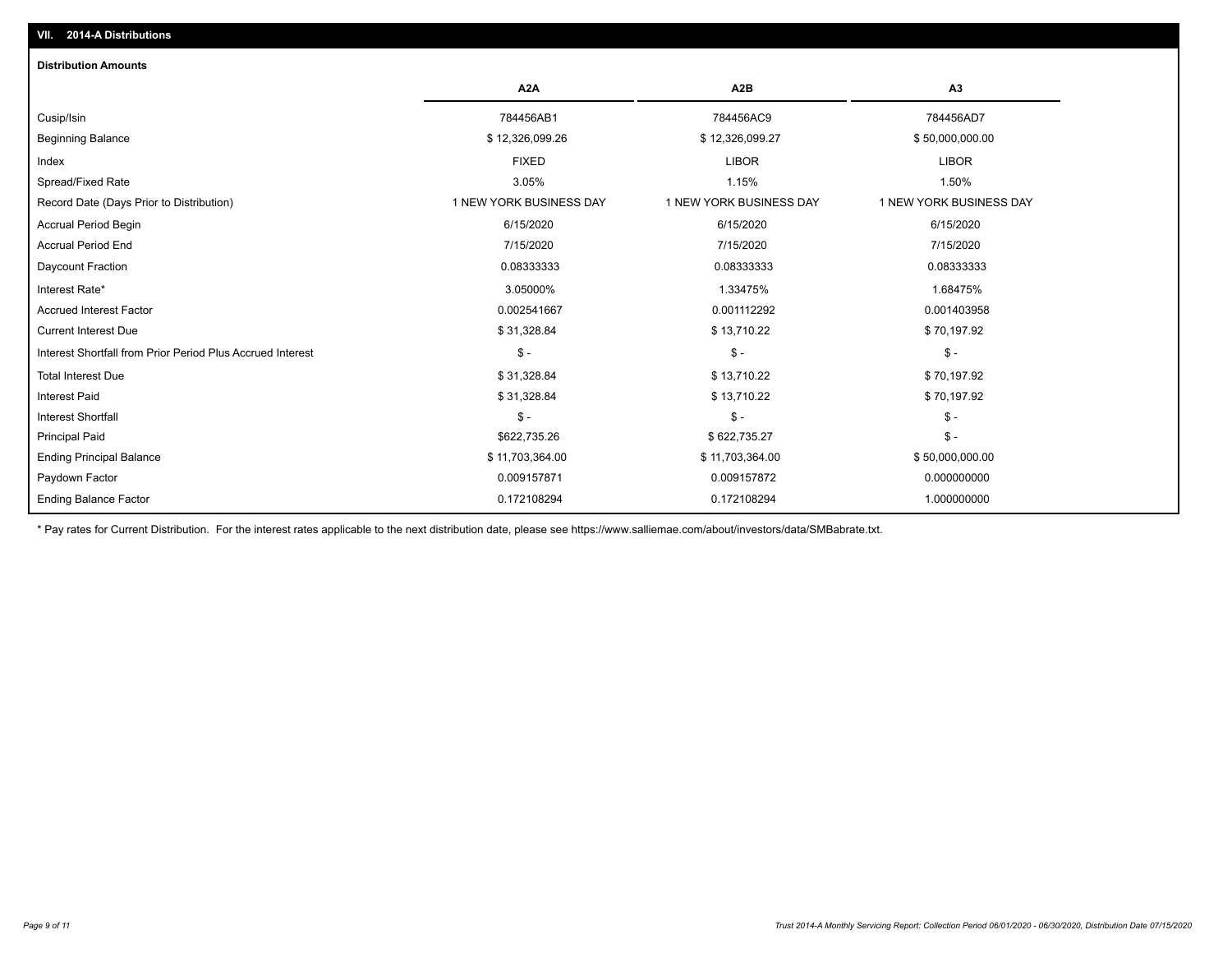## VII. 2014-A Distributions

### Distribution Amounts

| | A2A | A2B | A3 |
|---|---|---|---|
| Cusip/Isin | 784456AB1 | 784456AC9 | 784456AD7 |
| Beginning Balance | $ 12,326,099.26 | $ 12,326,099.27 | $ 50,000,000.00 |
| Index | FIXED | LIBOR | LIBOR |
| Spread/Fixed Rate | 3.05% | 1.15% | 1.50% |
| Record Date (Days Prior to Distribution) | 1 NEW YORK BUSINESS DAY | 1 NEW YORK BUSINESS DAY | 1 NEW YORK BUSINESS DAY |
| Accrual Period Begin | 6/15/2020 | 6/15/2020 | 6/15/2020 |
| Accrual Period End | 7/15/2020 | 7/15/2020 | 7/15/2020 |
| Daycount Fraction | 0.08333333 | 0.08333333 | 0.08333333 |
| Interest Rate* | 3.05000% | 1.33475% | 1.68475% |
| Accrued Interest Factor | 0.002541667 | 0.001112292 | 0.001403958 |
| Current Interest Due | $ 31,328.84 | $ 13,710.22 | $ 70,197.92 |
| Interest Shortfall from Prior Period Plus Accrued Interest | $ - | $ - | $ - |
| Total Interest Due | $ 31,328.84 | $ 13,710.22 | $ 70,197.92 |
| Interest Paid | $ 31,328.84 | $ 13,710.22 | $ 70,197.92 |
| Interest Shortfall | $ - | $ - | $ - |
| Principal Paid | $622,735.26 | $ 622,735.27 | $ - |
| Ending Principal Balance | $ 11,703,364.00 | $ 11,703,364.00 | $ 50,000,000.00 |
| Paydown Factor | 0.009157871 | 0.009157872 | 0.000000000 |
| Ending Balance Factor | 0.172108294 | 0.172108294 | 1.000000000 |

* Pay rates for Current Distribution. For the interest rates applicable to the next distribution date, please see https://www.salliemae.com/about/investors/data/SMBabrate.txt.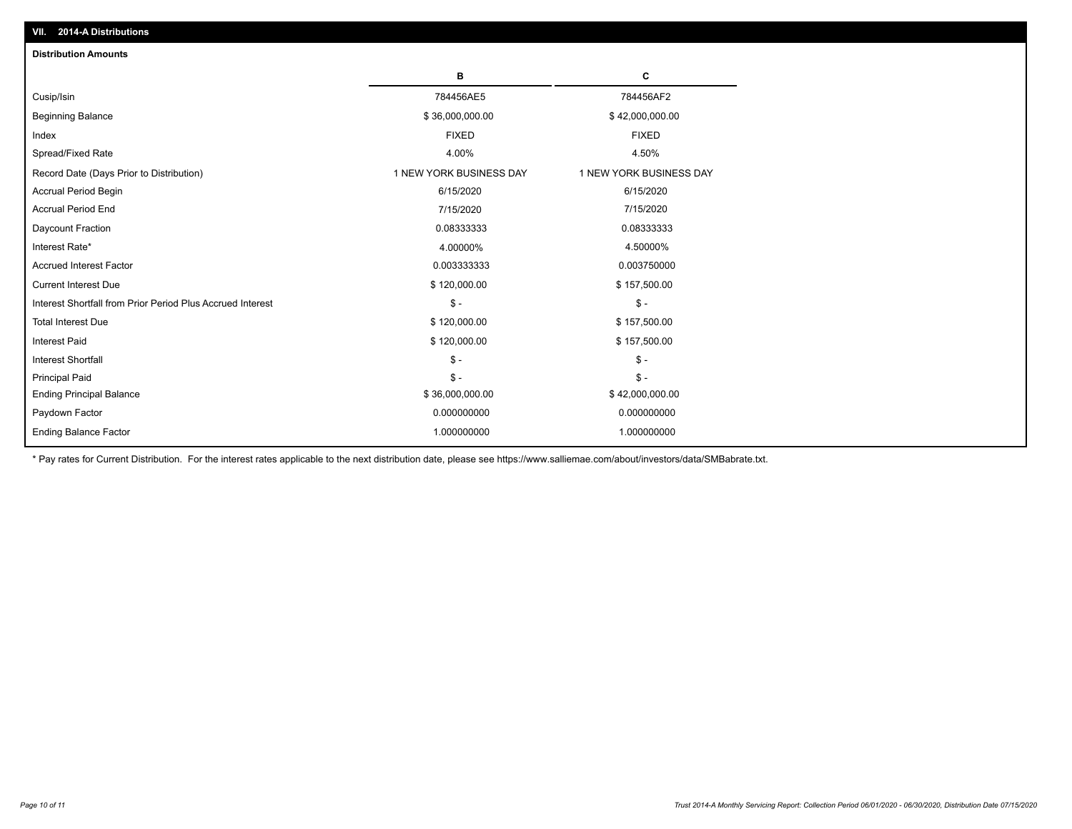## VII. 2014-A Distributions

### Distribution Amounts

| | B | C |
|---|---|---|
| Cusip/Isin | 784456AE5 | 784456AF2 |
| Beginning Balance | $ 36,000,000.00 | $ 42,000,000.00 |
| Index | FIXED | FIXED |
| Spread/Fixed Rate | 4.00% | 4.50% |
| Record Date (Days Prior to Distribution) | 1 NEW YORK BUSINESS DAY | 1 NEW YORK BUSINESS DAY |
| Accrual Period Begin | 6/15/2020 | 6/15/2020 |
| Accrual Period End | 7/15/2020 | 7/15/2020 |
| Daycount Fraction | 0.08333333 | 0.08333333 |
| Interest Rate* | 4.00000% | 4.50000% |
| Accrued Interest Factor | 0.003333333 | 0.003750000 |
| Current Interest Due | $ 120,000.00 | $ 157,500.00 |
| Interest Shortfall from Prior Period Plus Accrued Interest | $ - | $ - |
| Total Interest Due | $ 120,000.00 | $ 157,500.00 |
| Interest Paid | $ 120,000.00 | $ 157,500.00 |
| Interest Shortfall | $ - | $ - |
| Principal Paid | $ - | $ - |
| Ending Principal Balance | $ 36,000,000.00 | $ 42,000,000.00 |
| Paydown Factor | 0.000000000 | 0.000000000 |
| Ending Balance Factor | 1.000000000 | 1.000000000 |

* Pay rates for Current Distribution. For the interest rates applicable to the next distribution date, please see https://www.salliemae.com/about/investors/data/SMBabrate.txt.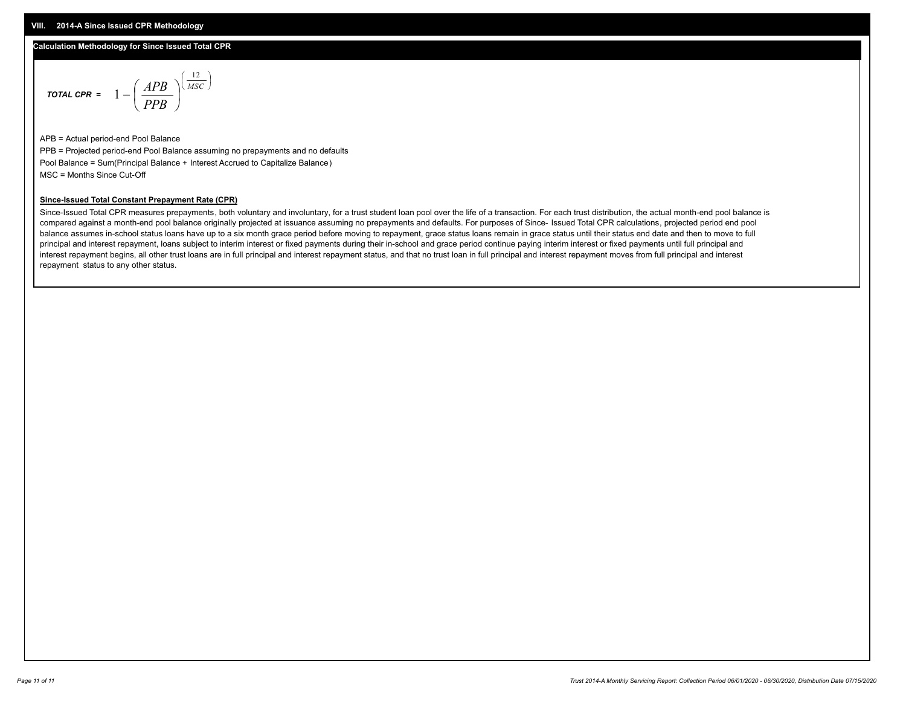## VIII. 2014-A Since Issued CPR Methodology

### Calculation Methodology for Since Issued Total CPR

$$\textit{TOTAL CPR} = 1 - \left( \frac{APB}{PPB} \right)^{\left( \frac{12}{MSC} \right)}$$

APB = Actual period-end Pool Balance

PPB = Projected period-end Pool Balance assuming no prepayments and no defaults

Pool Balance = Sum(Principal Balance + Interest Accrued to Capitalize Balance)

MSC = Months Since Cut-Off

**Since-Issued Total Constant Prepayment Rate (CPR)**

Since-Issued Total CPR measures prepayments, both voluntary and involuntary, for a trust student loan pool over the life of a transaction. For each trust distribution, the actual month-end pool balance is compared against a month-end pool balance originally projected at issuance assuming no prepayments and defaults. For purposes of Since- Issued Total CPR calculations, projected period end pool balance assumes in-school status loans have up to a six month grace period before moving to repayment, grace status loans remain in grace status until their status end date and then to move to full principal and interest repayment, loans subject to interim interest or fixed payments during their in-school and grace period continue paying interim interest or fixed payments until full principal and interest repayment begins, all other trust loans are in full principal and interest repayment status, and that no trust loan in full principal and interest repayment moves from full principal and interest repayment status to any other status.